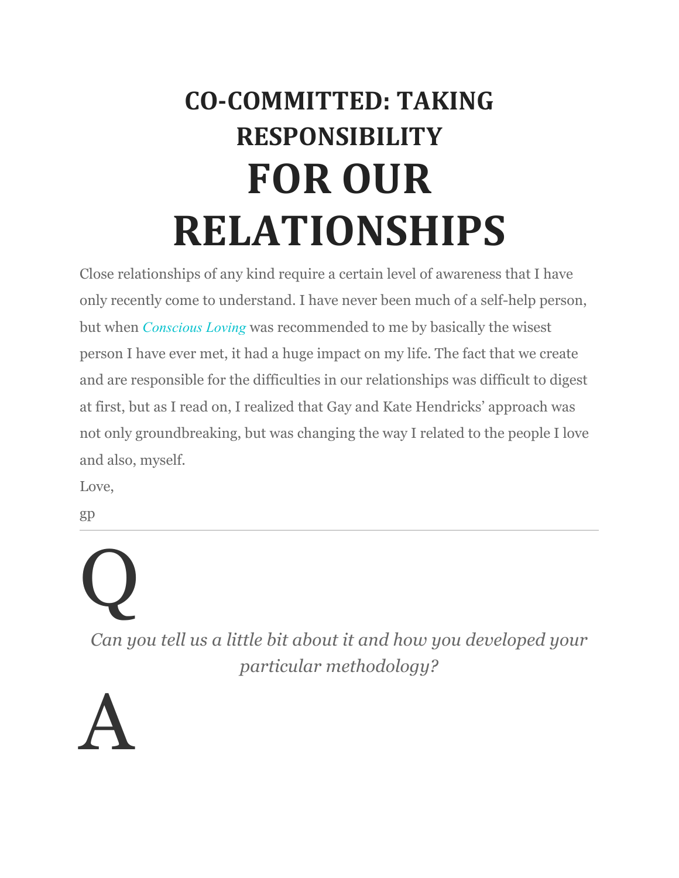# CO-COMMITTED: TAKING RESPONSIBILITY FOR OUR RELATIONSHIPS

Close relationships of any kind require a certain level of awareness that I have only recently come to understand. I have never been much of a self-help person, but when *Conscious Loving* was recommended to me by basically the wisest person I have ever met, it had a huge impact on my life. The fact that we create and are responsible for the difficulties in our relationships was difficult to digest at first, but as I read on, I realized that Gay and Kate Hendricks' approach was not only groundbreaking, but was changing the way I related to the people I love and also, myself.

Love,

gp

---

**Q**

*Can you tell us a little bit about it and how you developed your particular methodology?*

**A**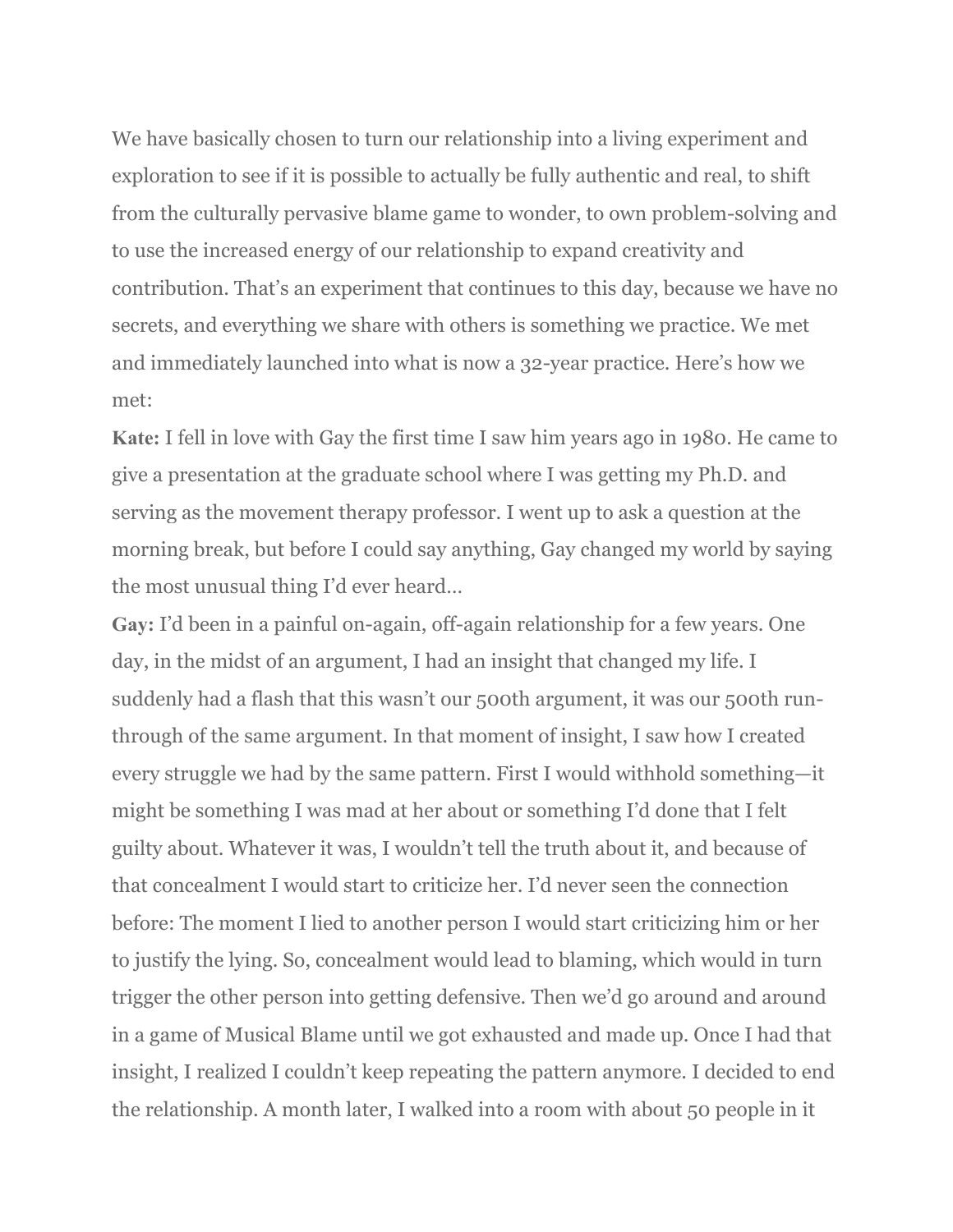We have basically chosen to turn our relationship into a living experiment and exploration to see if it is possible to actually be fully authentic and real, to shift from the culturally pervasive blame game to wonder, to own problem-solving and to use the increased energy of our relationship to expand creativity and contribution. That's an experiment that continues to this day, because we have no secrets, and everything we share with others is something we practice. We met and immediately launched into what is now a 32-year practice. Here's how we met:

**Kate:** I fell in love with Gay the first time I saw him years ago in 1980. He came to give a presentation at the graduate school where I was getting my Ph.D. and serving as the movement therapy professor. I went up to ask a question at the morning break, but before I could say anything, Gay changed my world by saying the most unusual thing I'd ever heard…

**Gay:** I'd been in a painful on-again, off-again relationship for a few years. One day, in the midst of an argument, I had an insight that changed my life. I suddenly had a flash that this wasn't our 500th argument, it was our 500th run-through of the same argument. In that moment of insight, I saw how I created every struggle we had by the same pattern. First I would withhold something—it might be something I was mad at her about or something I'd done that I felt guilty about. Whatever it was, I wouldn't tell the truth about it, and because of that concealment I would start to criticize her. I'd never seen the connection before: The moment I lied to another person I would start criticizing him or her to justify the lying. So, concealment would lead to blaming, which would in turn trigger the other person into getting defensive. Then we'd go around and around in a game of Musical Blame until we got exhausted and made up. Once I had that insight, I realized I couldn't keep repeating the pattern anymore. I decided to end the relationship. A month later, I walked into a room with about 50 people in it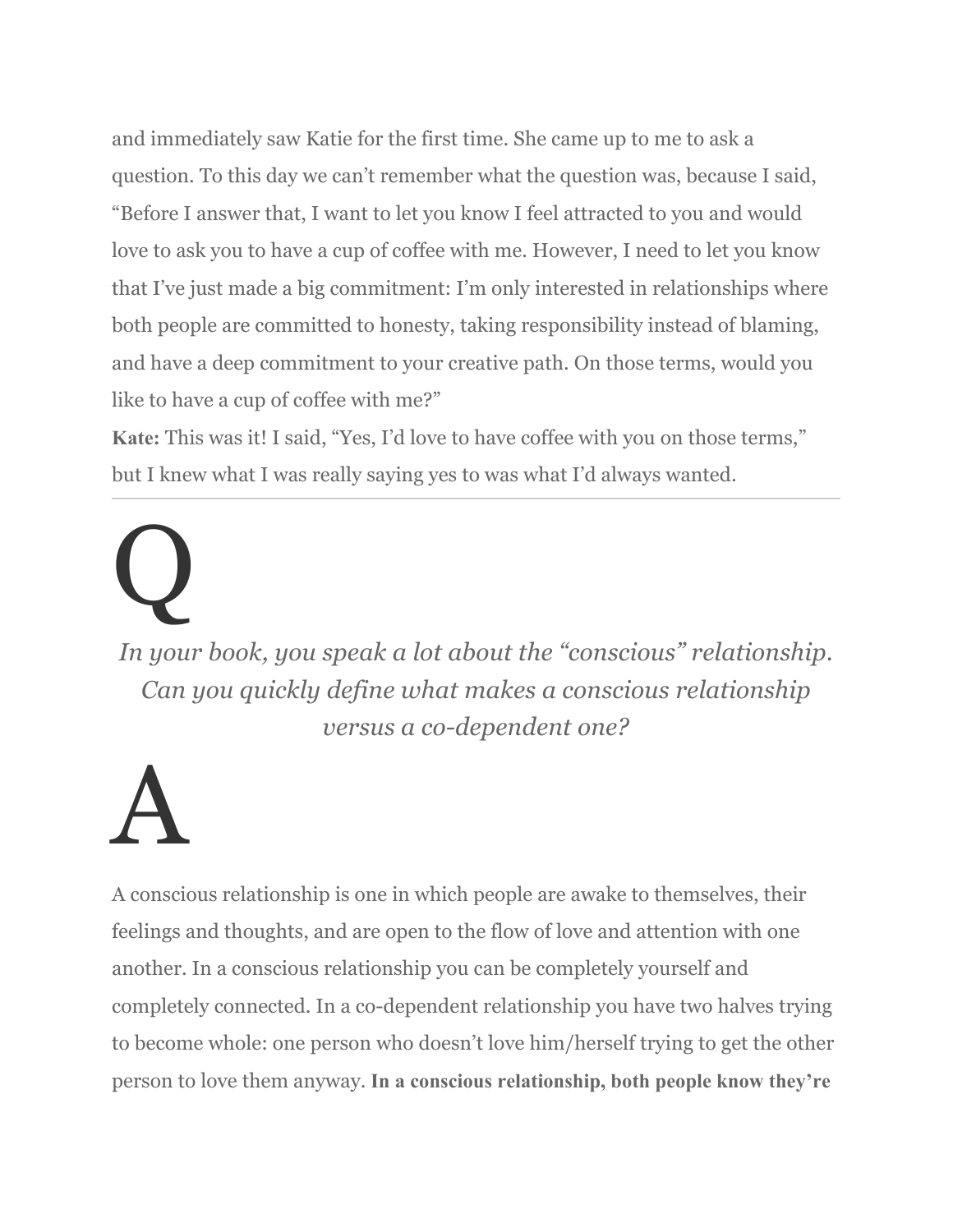and immediately saw Katie for the first time. She came up to me to ask a question. To this day we can't remember what the question was, because I said, "Before I answer that, I want to let you know I feel attracted to you and would love to ask you to have a cup of coffee with me. However, I need to let you know that I've just made a big commitment: I'm only interested in relationships where both people are committed to honesty, taking responsibility instead of blaming, and have a deep commitment to your creative path. On those terms, would you like to have a cup of coffee with me?"

**Kate:** This was it! I said, "Yes, I'd love to have coffee with you on those terms," but I knew what I was really saying yes to was what I'd always wanted.

---

# Q

*In your book, you speak a lot about the "conscious" relationship. Can you quickly define what makes a conscious relationship versus a co-dependent one?*

# A

A conscious relationship is one in which people are awake to themselves, their feelings and thoughts, and are open to the flow of love and attention with one another. In a conscious relationship you can be completely yourself and completely connected. In a co-dependent relationship you have two halves trying to become whole: one person who doesn't love him/herself trying to get the other person to love them anyway. **In a conscious relationship, both people know they're**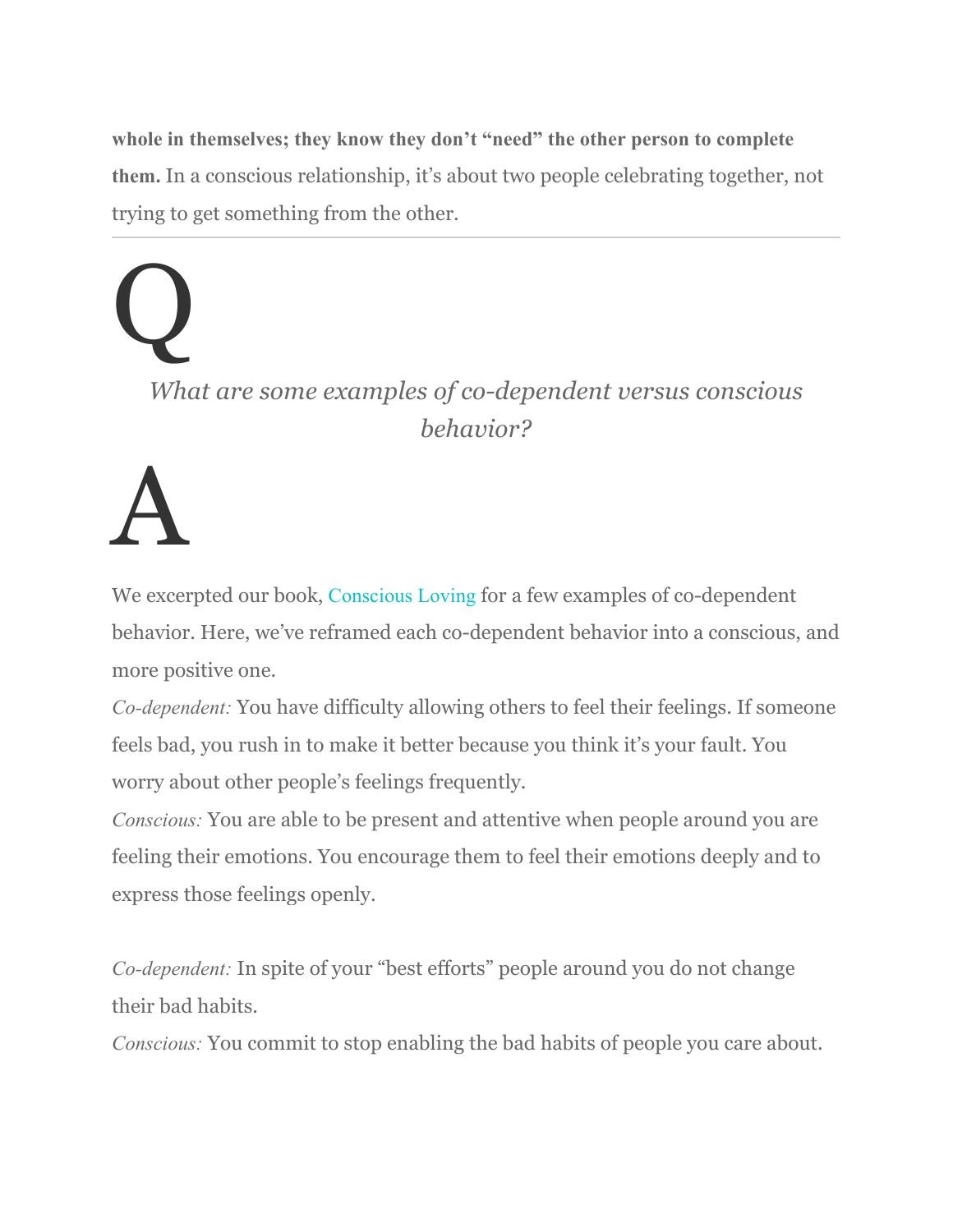**whole in themselves; they know they don't "need" the other person to complete them.** In a conscious relationship, it's about two people celebrating together, not trying to get something from the other.

---

# Q

*What are some examples of co-dependent versus conscious behavior?*

# A

We excerpted our book, Conscious Loving for a few examples of co-dependent behavior. Here, we've reframed each co-dependent behavior into a conscious, and more positive one.

*Co-dependent:* You have difficulty allowing others to feel their feelings. If someone feels bad, you rush in to make it better because you think it's your fault. You worry about other people's feelings frequently.

*Conscious:* You are able to be present and attentive when people around you are feeling their emotions. You encourage them to feel their emotions deeply and to express those feelings openly.

*Co-dependent:* In spite of your "best efforts" people around you do not change their bad habits.

*Conscious:* You commit to stop enabling the bad habits of people you care about.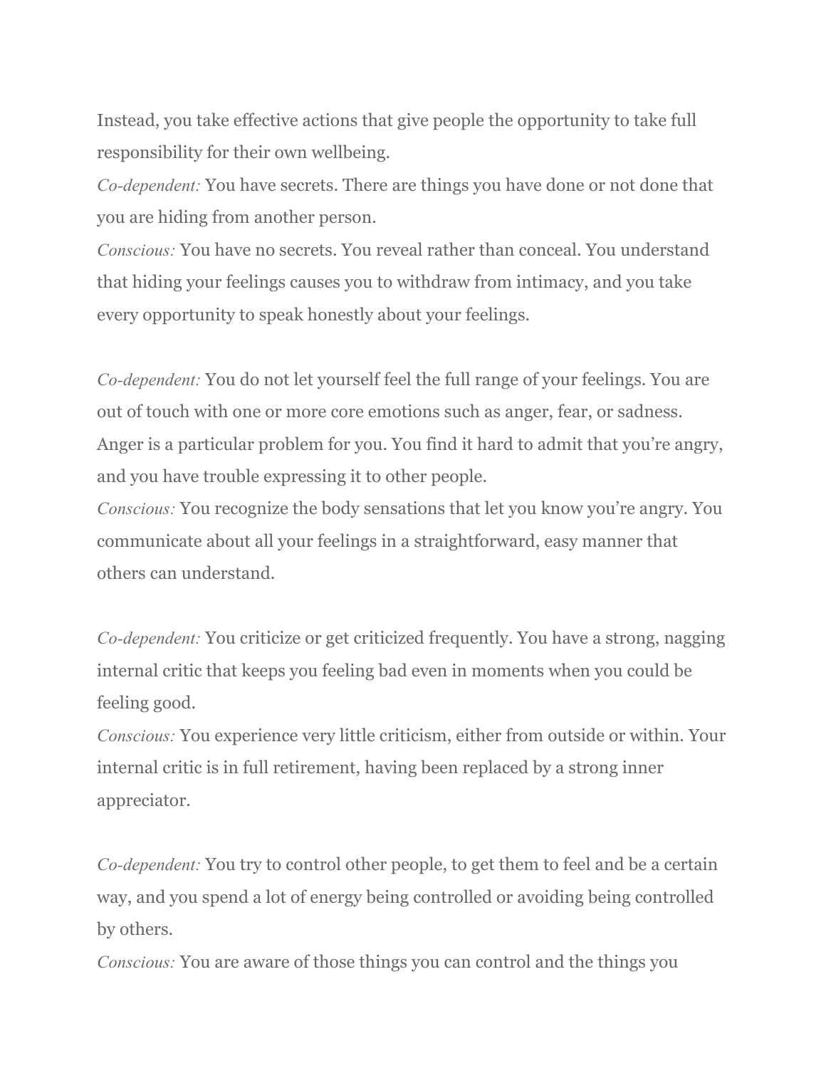Instead, you take effective actions that give people the opportunity to take full responsibility for their own wellbeing.

*Co-dependent:* You have secrets. There are things you have done or not done that you are hiding from another person.

*Conscious:* You have no secrets. You reveal rather than conceal. You understand that hiding your feelings causes you to withdraw from intimacy, and you take every opportunity to speak honestly about your feelings.

*Co-dependent:* You do not let yourself feel the full range of your feelings. You are out of touch with one or more core emotions such as anger, fear, or sadness. Anger is a particular problem for you. You find it hard to admit that you're angry, and you have trouble expressing it to other people.

*Conscious:* You recognize the body sensations that let you know you're angry. You communicate about all your feelings in a straightforward, easy manner that others can understand.

*Co-dependent:* You criticize or get criticized frequently. You have a strong, nagging internal critic that keeps you feeling bad even in moments when you could be feeling good.

*Conscious:* You experience very little criticism, either from outside or within. Your internal critic is in full retirement, having been replaced by a strong inner appreciator.

*Co-dependent:* You try to control other people, to get them to feel and be a certain way, and you spend a lot of energy being controlled or avoiding being controlled by others.

*Conscious:* You are aware of those things you can control and the things you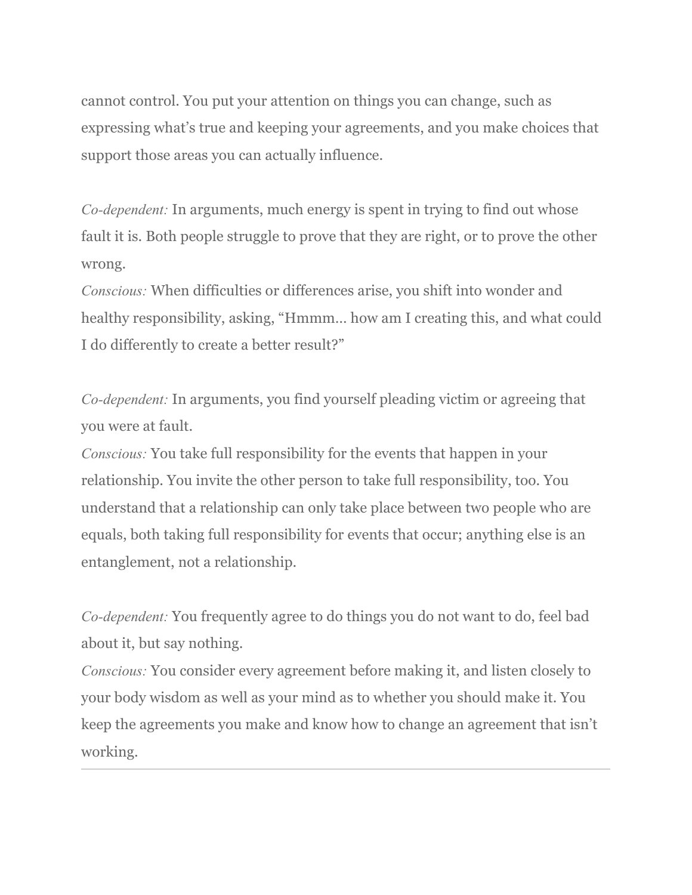cannot control. You put your attention on things you can change, such as expressing what's true and keeping your agreements, and you make choices that support those areas you can actually influence.

*Co-dependent:* In arguments, much energy is spent in trying to find out whose fault it is. Both people struggle to prove that they are right, or to prove the other wrong.
*Conscious:* When difficulties or differences arise, you shift into wonder and healthy responsibility, asking, "Hmmm… how am I creating this, and what could I do differently to create a better result?"

*Co-dependent:* In arguments, you find yourself pleading victim or agreeing that you were at fault.
*Conscious:* You take full responsibility for the events that happen in your relationship. You invite the other person to take full responsibility, too. You understand that a relationship can only take place between two people who are equals, both taking full responsibility for events that occur; anything else is an entanglement, not a relationship.

*Co-dependent:* You frequently agree to do things you do not want to do, feel bad about it, but say nothing.
*Conscious:* You consider every agreement before making it, and listen closely to your body wisdom as well as your mind as to whether you should make it. You keep the agreements you make and know how to change an agreement that isn't working.

---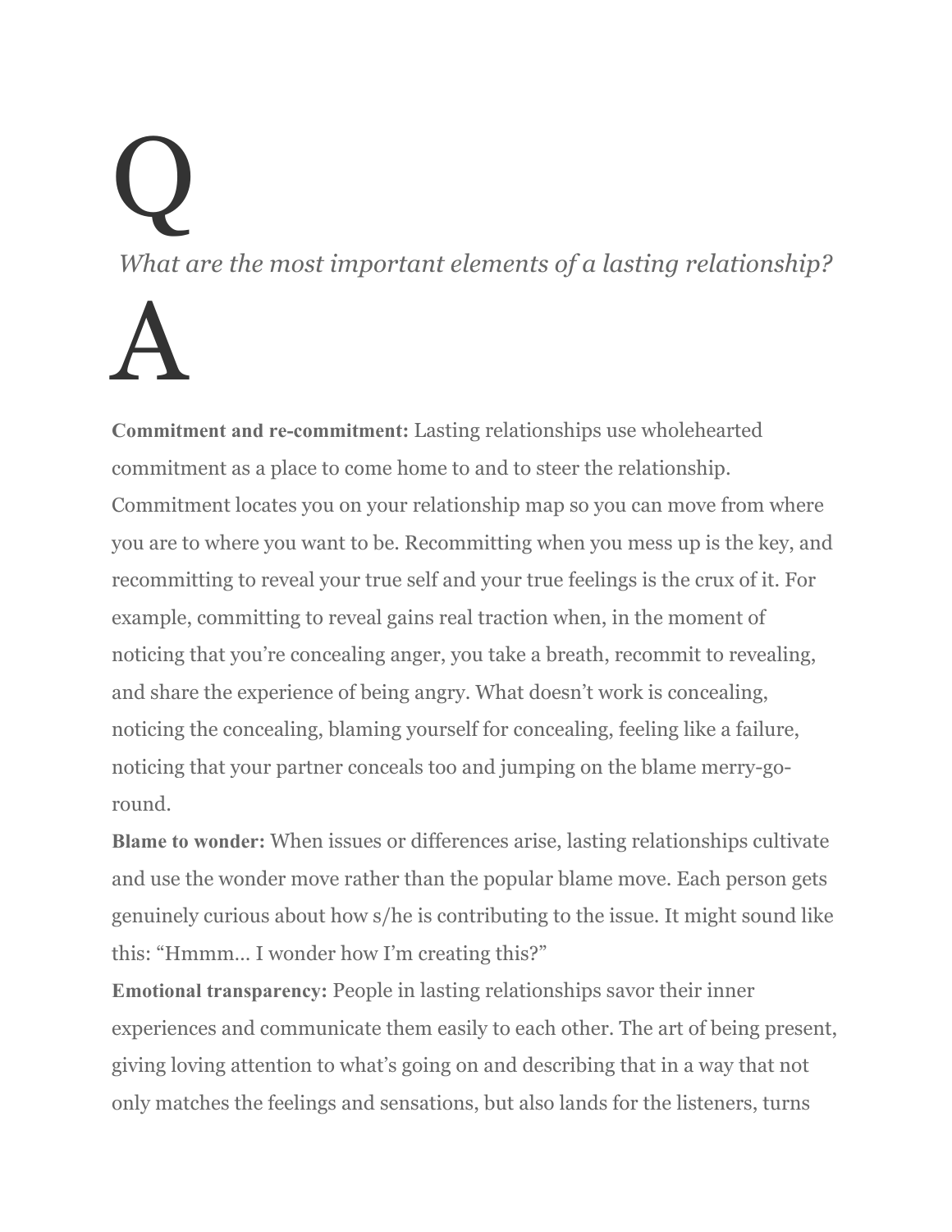# Q

*What are the most important elements of a lasting relationship?*

# A

**Commitment and re-commitment:** Lasting relationships use wholehearted commitment as a place to come home to and to steer the relationship. Commitment locates you on your relationship map so you can move from where you are to where you want to be. Recommitting when you mess up is the key, and recommitting to reveal your true self and your true feelings is the crux of it. For example, committing to reveal gains real traction when, in the moment of noticing that you're concealing anger, you take a breath, recommit to revealing, and share the experience of being angry. What doesn't work is concealing, noticing the concealing, blaming yourself for concealing, feeling like a failure, noticing that your partner conceals too and jumping on the blame merry-go-round.

**Blame to wonder:** When issues or differences arise, lasting relationships cultivate and use the wonder move rather than the popular blame move. Each person gets genuinely curious about how s/he is contributing to the issue. It might sound like this: "Hmmm… I wonder how I'm creating this?"

**Emotional transparency:** People in lasting relationships savor their inner experiences and communicate them easily to each other. The art of being present, giving loving attention to what's going on and describing that in a way that not only matches the feelings and sensations, but also lands for the listeners, turns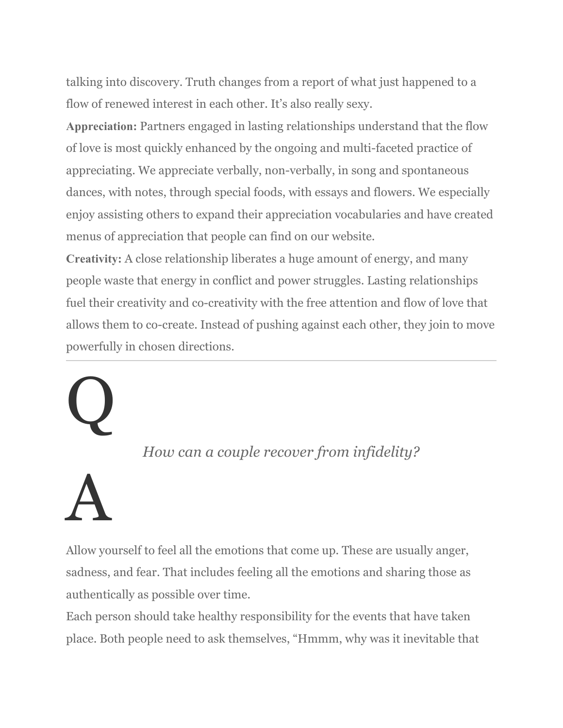talking into discovery. Truth changes from a report of what just happened to a flow of renewed interest in each other. It's also really sexy.

**Appreciation:** Partners engaged in lasting relationships understand that the flow of love is most quickly enhanced by the ongoing and multi-faceted practice of appreciating. We appreciate verbally, non-verbally, in song and spontaneous dances, with notes, through special foods, with essays and flowers. We especially enjoy assisting others to expand their appreciation vocabularies and have created menus of appreciation that people can find on our website.

**Creativity:** A close relationship liberates a huge amount of energy, and many people waste that energy in conflict and power struggles. Lasting relationships fuel their creativity and co-creativity with the free attention and flow of love that allows them to co-create. Instead of pushing against each other, they join to move powerfully in chosen directions.

---

# Q

*How can a couple recover from infidelity?*

# A

Allow yourself to feel all the emotions that come up. These are usually anger, sadness, and fear. That includes feeling all the emotions and sharing those as authentically as possible over time.

Each person should take healthy responsibility for the events that have taken place. Both people need to ask themselves, "Hmmm, why was it inevitable that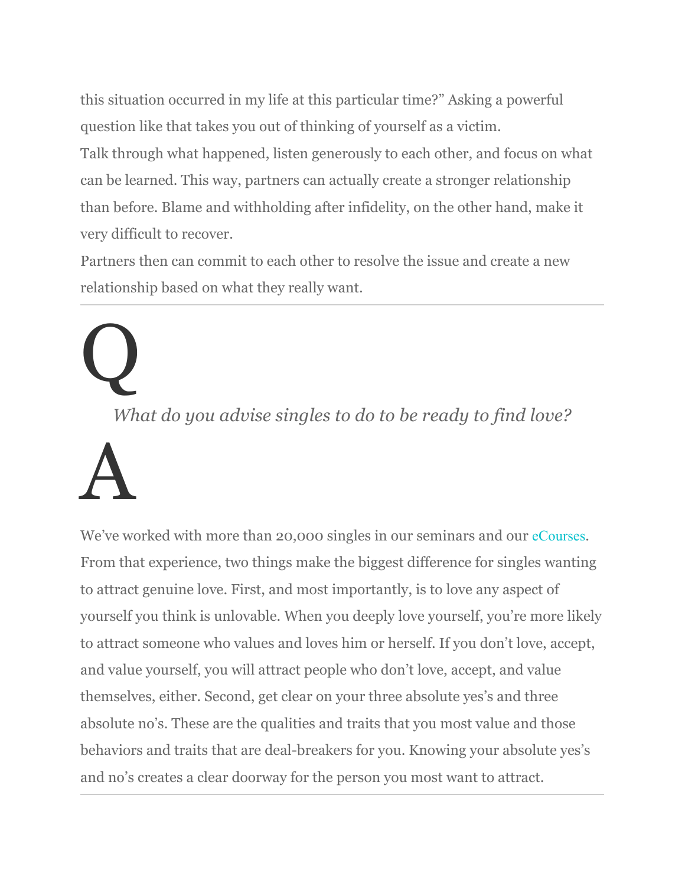this situation occurred in my life at this particular time?" Asking a powerful question like that takes you out of thinking of yourself as a victim.

Talk through what happened, listen generously to each other, and focus on what can be learned. This way, partners can actually create a stronger relationship than before. Blame and withholding after infidelity, on the other hand, make it very difficult to recover.

Partners then can commit to each other to resolve the issue and create a new relationship based on what they really want.

---

# Q

*What do you advise singles to do to be ready to find love?*

# A

We've worked with more than 20,000 singles in our seminars and our eCourses. From that experience, two things make the biggest difference for singles wanting to attract genuine love. First, and most importantly, is to love any aspect of yourself you think is unlovable. When you deeply love yourself, you're more likely to attract someone who values and loves him or herself. If you don't love, accept, and value yourself, you will attract people who don't love, accept, and value themselves, either. Second, get clear on your three absolute yes's and three absolute no's. These are the qualities and traits that you most value and those behaviors and traits that are deal-breakers for you. Knowing your absolute yes's and no's creates a clear doorway for the person you most want to attract.

---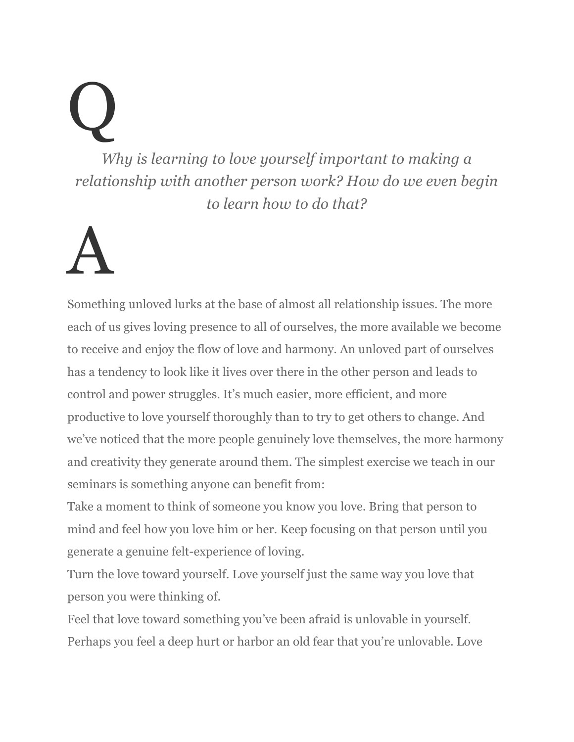# Q

*Why is learning to love yourself important to making a relationship with another person work? How do we even begin to learn how to do that?*

# A

Something unloved lurks at the base of almost all relationship issues. The more each of us gives loving presence to all of ourselves, the more available we become to receive and enjoy the flow of love and harmony. An unloved part of ourselves has a tendency to look like it lives over there in the other person and leads to control and power struggles. It's much easier, more efficient, and more productive to love yourself thoroughly than to try to get others to change. And we've noticed that the more people genuinely love themselves, the more harmony and creativity they generate around them. The simplest exercise we teach in our seminars is something anyone can benefit from:

Take a moment to think of someone you know you love. Bring that person to mind and feel how you love him or her. Keep focusing on that person until you generate a genuine felt-experience of loving.

Turn the love toward yourself. Love yourself just the same way you love that person you were thinking of.

Feel that love toward something you've been afraid is unlovable in yourself. Perhaps you feel a deep hurt or harbor an old fear that you're unlovable. Love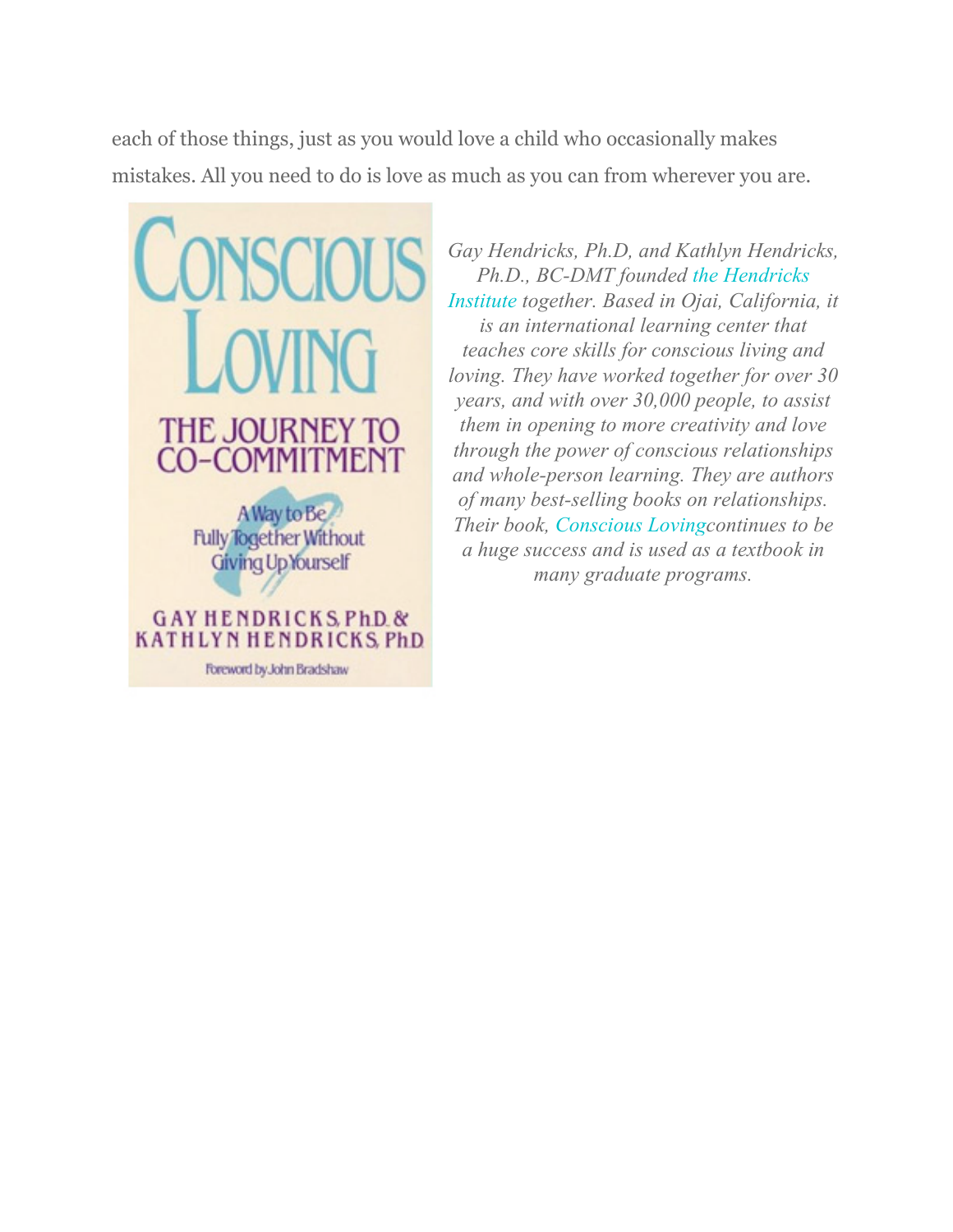each of those things, just as you would love a child who occasionally makes mistakes. All you need to do is love as much as you can from wherever you are.

*Gay Hendricks, Ph.D, and Kathlyn Hendricks, Ph.D., BC-DMT founded the Hendricks Institute together. Based in Ojai, California, it is an international learning center that teaches core skills for conscious living and loving. They have worked together for over 30 years, and with over 30,000 people, to assist them in opening to more creativity and love through the power of conscious relationships and whole-person learning. They are authors of many best-selling books on relationships. Their book, Conscious Lovingcontinues to be a huge success and is used as a textbook in many graduate programs.*